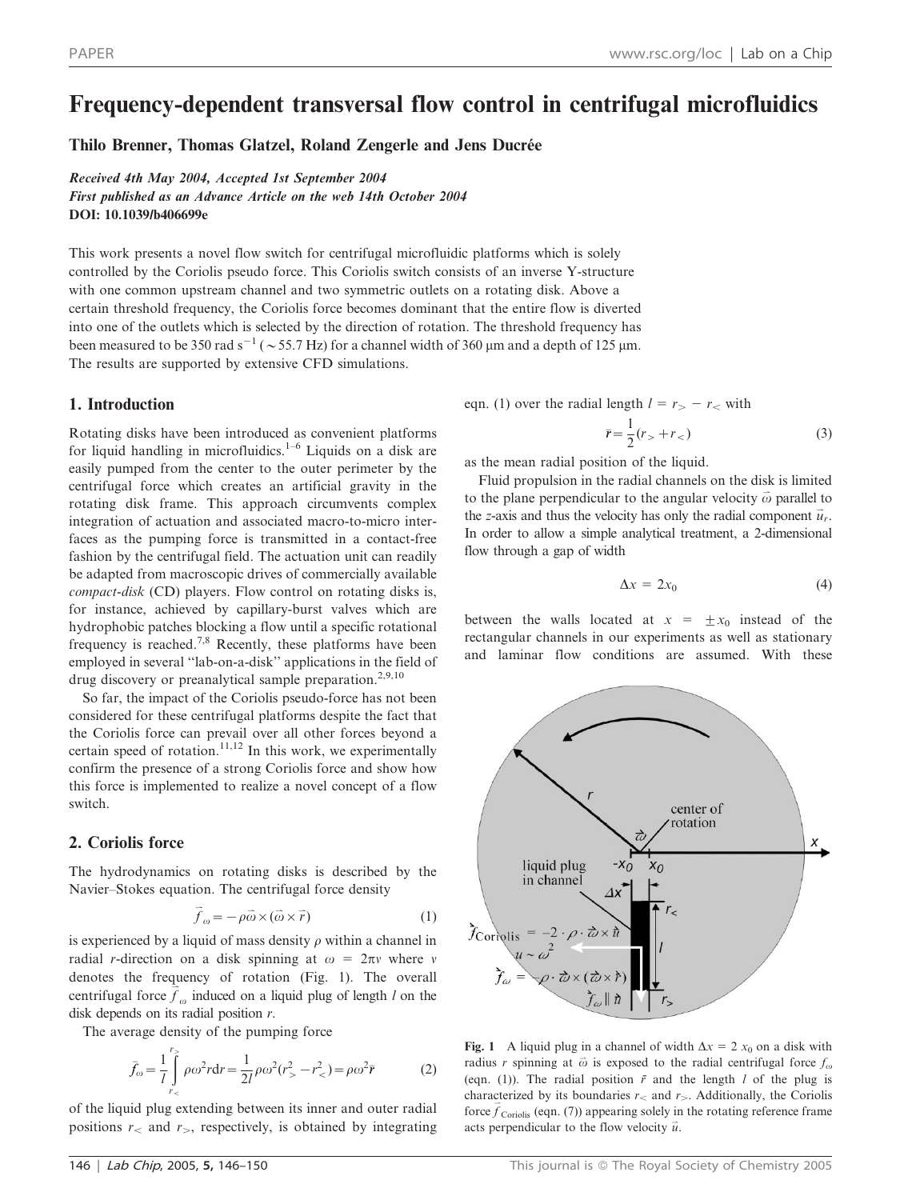# Frequency-dependent transversal flow control in centrifugal microfluidics

**Thilo Brenner, Thomas Glatzel, Roland Zengerle and Jens Ducrée**

*Received 4th May 2004, Accepted 1st September 2004*
*First published as an Advance Article on the web 14th October 2004*
**DOI: 10.1039/b406699e**

This work presents a novel flow switch for centrifugal microfluidic platforms which is solely controlled by the Coriolis pseudo force. This Coriolis switch consists of an inverse Y-structure with one common upstream channel and two symmetric outlets on a rotating disk. Above a certain threshold frequency, the Coriolis force becomes dominant that the entire flow is diverted into one of the outlets which is selected by the direction of rotation. The threshold frequency has been measured to be 350 rad s$^{-1}$ ($\sim$55.7 Hz) for a channel width of 360 μm and a depth of 125 μm. The results are supported by extensive CFD simulations.

## 1. Introduction

Rotating disks have been introduced as convenient platforms for liquid handling in microfluidics.[1–6] Liquids on a disk are easily pumped from the center to the outer perimeter by the centrifugal force which creates an artificial gravity in the rotating disk frame. This approach circumvents complex integration of actuation and associated macro-to-micro interfaces as the pumping force is transmitted in a contact-free fashion by the centrifugal field. The actuation unit can readily be adapted from macroscopic drives of commercially available *compact-disk* (CD) players. Flow control on rotating disks is, for instance, achieved by capillary-burst valves which are hydrophobic patches blocking a flow until a specific rotational frequency is reached.[7,8] Recently, these platforms have been employed in several "lab-on-a-disk" applications in the field of drug discovery or preanalytical sample preparation.[2,9,10]

So far, the impact of the Coriolis pseudo-force has not been considered for these centrifugal platforms despite the fact that the Coriolis force can prevail over all other forces beyond a certain speed of rotation.[11,12] In this work, we experimentally confirm the presence of a strong Coriolis force and show how this force is implemented to realize a novel concept of a flow switch.

## 2. Coriolis force

The hydrodynamics on rotating disks is described by the Navier–Stokes equation. The centrifugal force density

$$\vec{f}_{\omega} = -\rho\vec{\omega}\times(\vec{\omega}\times\vec{r}) \tag{1}$$

is experienced by a liquid of mass density $\rho$ within a channel in radial $r$-direction on a disk spinning at $\omega = 2\pi\nu$ where $\nu$ denotes the frequency of rotation (Fig. 1). The overall centrifugal force $\vec{f}_{\omega}$ induced on a liquid plug of length $l$ on the disk depends on its radial position $r$.

The average density of the pumping force

$$\bar{f}_{\omega} = \frac{1}{l}\int_{r_<}^{r_>} \rho\omega^2 r \mathrm{d}r = \frac{1}{2l}\rho\omega^2(r_>^2 - r_<^2) = \rho\omega^2\bar{r} \tag{2}$$

of the liquid plug extending between its inner and outer radial positions $r_<$ and $r_>$, respectively, is obtained by integrating eqn. (1) over the radial length $l = r_> - r_<$ with

$$\bar{r} = \frac{1}{2}(r_> + r_<) \tag{3}$$

as the mean radial position of the liquid.

Fluid propulsion in the radial channels on the disk is limited to the plane perpendicular to the angular velocity $\vec{\omega}$ parallel to the $z$-axis and thus the velocity has only the radial component $\vec{u}_r$. In order to allow a simple analytical treatment, a 2-dimensional flow through a gap of width

$$\Delta x = 2x_0 \tag{4}$$

between the walls located at $x = \pm x_0$ instead of the rectangular channels in our experiments as well as stationary and laminar flow conditions are assumed. With these

**Fig. 1** A liquid plug in a channel of width $\Delta x = 2\,x_0$ on a disk with radius $r$ spinning at $\vec{\omega}$ is exposed to the radial centrifugal force $f_{\omega}$ (eqn. (1)). The radial position $\bar{r}$ and the length $l$ of the plug is characterized by its boundaries $r_<$ and $r_>$. Additionally, the Coriolis force $\vec{f}_{\text{Coriolis}}$ (eqn. (7)) appearing solely in the rotating reference frame acts perpendicular to the flow velocity $\vec{u}$.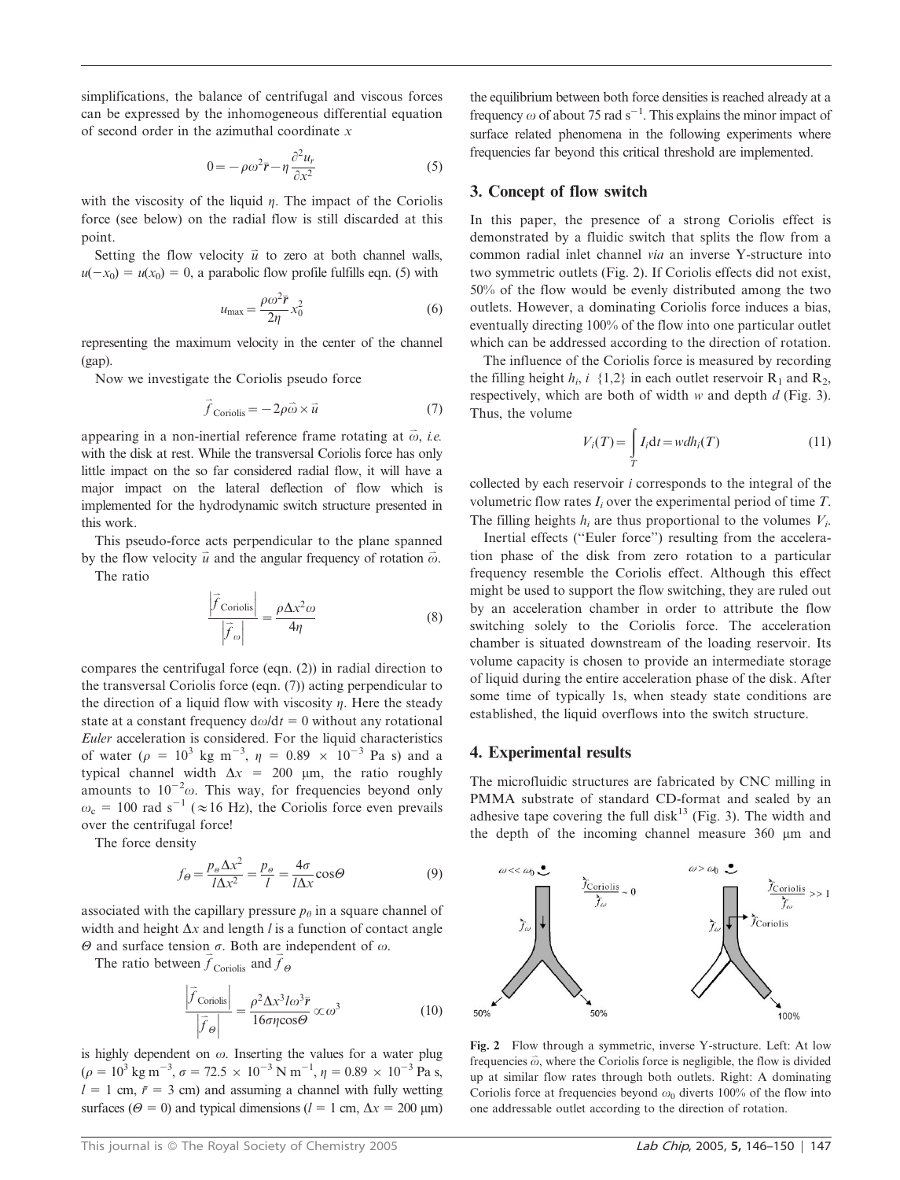simplifications, the balance of centrifugal and viscous forces can be expressed by the inhomogeneous differential equation of second order in the azimuthal coordinate $x$

$$0 = -\rho\omega^2\bar{r} - \eta\frac{\partial^2 u_r}{\partial x^2} \tag{5}$$

with the viscosity of the liquid $\eta$. The impact of the Coriolis force (see below) on the radial flow is still discarded at this point.

Setting the flow velocity $\vec{u}$ to zero at both channel walls, $u(-x_0) = u(x_0) = 0$, a parabolic flow profile fulfills eqn. (5) with

$$u_{\max} = \frac{\rho\omega^2\bar{r}}{2\eta}x_0^2 \tag{6}$$

representing the maximum velocity in the center of the channel (gap).

Now we investigate the Coriolis pseudo force

$$\vec{f}_{\text{Coriolis}} = -2\rho\vec{\omega}\times\vec{u} \tag{7}$$

appearing in a non-inertial reference frame rotating at $\vec{\omega}$, *i.e.* with the disk at rest. While the transversal Coriolis force has only little impact on the so far considered radial flow, it will have a major impact on the lateral deflection of flow which is implemented for the hydrodynamic switch structure presented in this work.

This pseudo-force acts perpendicular to the plane spanned by the flow velocity $\vec{u}$ and the angular frequency of rotation $\vec{\omega}$.

The ratio

$$\frac{\left|\vec{f}_{\text{Coriolis}}\right|}{\left|\vec{f}_{\omega}\right|} = \frac{\rho\Delta x^2\omega}{4\eta} \tag{8}$$

compares the centrifugal force (eqn. (2)) in radial direction to the transversal Coriolis force (eqn. (7)) acting perpendicular to the direction of a liquid flow with viscosity $\eta$. Here the steady state at a constant frequency $d\omega/dt = 0$ without any rotational *Euler* acceleration is considered. For the liquid characteristics of water ($\rho = 10^3$ kg m$^{-3}$, $\eta = 0.89 \times 10^{-3}$ Pa s) and a typical channel width $\Delta x = 200$ µm, the ratio roughly amounts to $10^{-2}\omega$. This way, for frequencies beyond only $\omega_c = 100$ rad s$^{-1}$ ($\approx$16 Hz), the Coriolis force even prevails over the centrifugal force!

The force density

$$f_{\Theta} = \frac{p_{\theta}\Delta x^2}{l\Delta x^2} = \frac{p_{\theta}}{l} = \frac{4\sigma}{l\Delta x}\cos\Theta \tag{9}$$

associated with the capillary pressure $p_\theta$ in a square channel of width and height $\Delta x$ and length $l$ is a function of contact angle $\Theta$ and surface tension $\sigma$. Both are independent of $\omega$.

The ratio between $\vec{f}_{\text{Coriolis}}$ and $\vec{f}_{\Theta}$

$$\frac{\left|\vec{f}_{\text{Coriolis}}\right|}{\left|\vec{f}_{\Theta}\right|} = \frac{\rho^2\Delta x^3 l\omega^3\bar{r}}{16\sigma\eta\cos\Theta} \propto \omega^3 \tag{10}$$

is highly dependent on $\omega$. Inserting the values for a water plug ($\rho = 10^3$ kg m$^{-3}$, $\sigma = 72.5 \times 10^{-3}$ N m$^{-1}$, $\eta = 0.89 \times 10^{-3}$ Pa s, $l = 1$ cm, $\bar{r} = 3$ cm) and assuming a channel with fully wetting surfaces ($\Theta = 0$) and typical dimensions ($l = 1$ cm, $\Delta x = 200$ µm) the equilibrium between both force densities is reached already at a frequency $\omega$ of about 75 rad s$^{-1}$. This explains the minor impact of surface related phenomena in the following experiments where frequencies far beyond this critical threshold are implemented.

## 3. Concept of flow switch

In this paper, the presence of a strong Coriolis effect is demonstrated by a fluidic switch that splits the flow from a common radial inlet channel *via* an inverse Y-structure into two symmetric outlets (Fig. 2). If Coriolis effects did not exist, 50% of the flow would be evenly distributed among the two outlets. However, a dominating Coriolis force induces a bias, eventually directing 100% of the flow into one particular outlet which can be addressed according to the direction of rotation.

The influence of the Coriolis force is measured by recording the filling height $h_i$, $i$ {1,2} in each outlet reservoir $R_1$ and $R_2$, respectively, which are both of width $w$ and depth $d$ (Fig. 3). Thus, the volume

$$V_i(T) = \int_T I_i\,dt = wdh_i(T) \tag{11}$$

collected by each reservoir $i$ corresponds to the integral of the volumetric flow rates $I_i$ over the experimental period of time $T$. The filling heights $h_i$ are thus proportional to the volumes $V_i$.

Inertial effects ("Euler force") resulting from the acceleration phase of the disk from zero rotation to a particular frequency resemble the Coriolis effect. Although this effect might be used to support the flow switching, they are ruled out by an acceleration chamber in order to attribute the flow switching solely to the Coriolis force. The acceleration chamber is situated downstream of the loading reservoir. Its volume capacity is chosen to provide an intermediate storage of liquid during the entire acceleration phase of the disk. After some time of typically 1s, when steady state conditions are established, the liquid overflows into the switch structure.

## 4. Experimental results

The microfluidic structures are fabricated by CNC milling in PMMA substrate of standard CD-format and sealed by an adhesive tape covering the full disk[13] (Fig. 3). The width and the depth of the incoming channel measure 360 µm and

**Fig. 2** Flow through a symmetric, inverse Y-structure. Left: At low frequencies $\vec{\omega}$, where the Coriolis force is negligible, the flow is divided up at similar flow rates through both outlets. Right: A dominating Coriolis force at frequencies beyond $\omega_0$ diverts 100% of the flow into one addressable outlet according to the direction of rotation.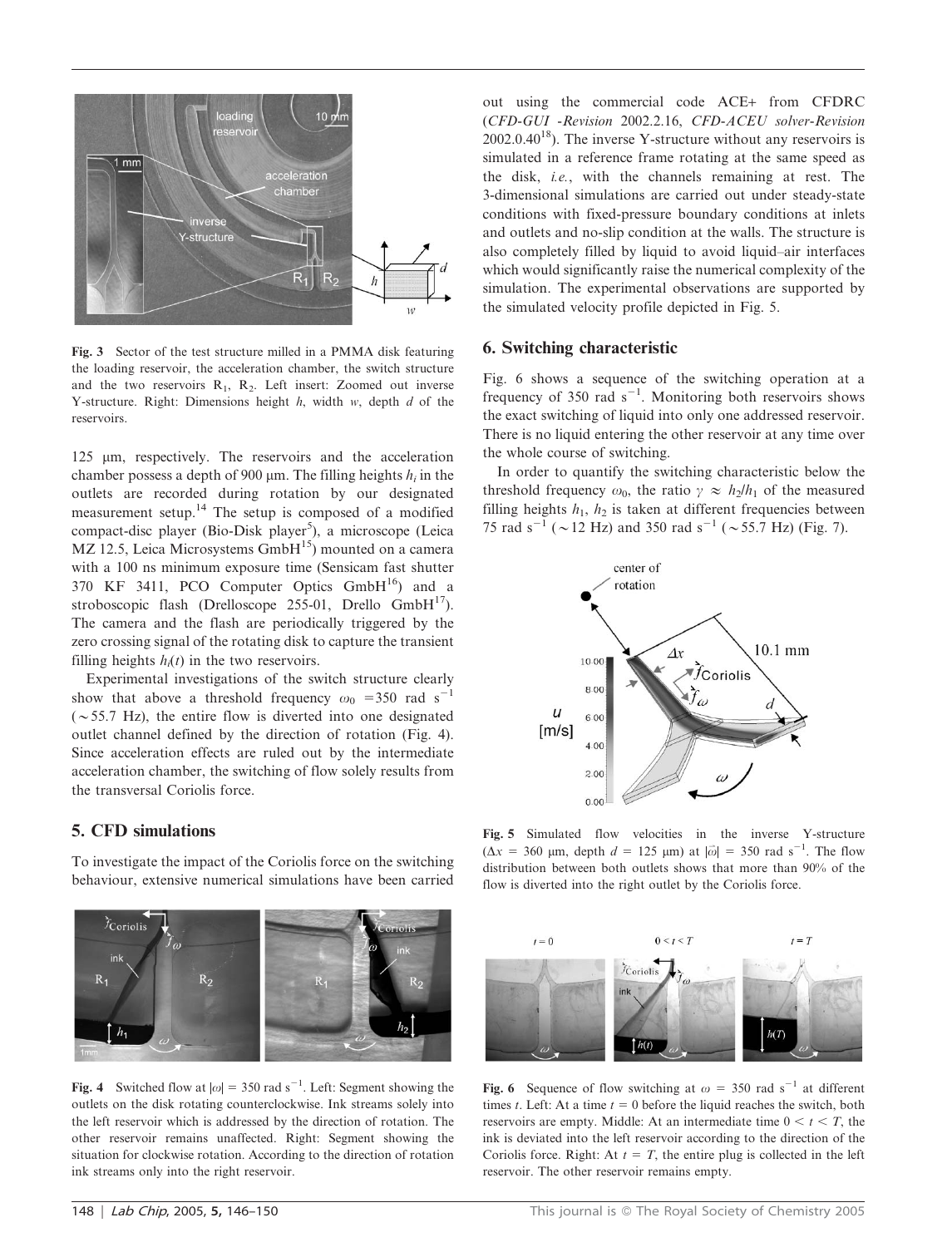Fig. 3 Sector of the test structure milled in a PMMA disk featuring the loading reservoir, the acceleration chamber, the switch structure and the two reservoirs $R_1$, $R_2$. Left insert: Zoomed out inverse Y-structure. Right: Dimensions height $h$, width $w$, depth $d$ of the reservoirs.

125 µm, respectively. The reservoirs and the acceleration chamber possess a depth of 900 µm. The filling heights $h_i$ in the outlets are recorded during rotation by our designated measurement setup.[14] The setup is composed of a modified compact-disc player (Bio-Disk player[5]), a microscope (Leica MZ 12.5, Leica Microsystems GmbH[15]) mounted on a camera with a 100 ns minimum exposure time (Sensicam fast shutter 370 KF 3411, PCO Computer Optics GmbH[16]) and a stroboscopic flash (Drelloscope 255-01, Drello GmbH[17]). The camera and the flash are periodically triggered by the zero crossing signal of the rotating disk to capture the transient filling heights $h_i(t)$ in the two reservoirs.

Experimental investigations of the switch structure clearly show that above a threshold frequency $\omega_0$ = 350 rad $s^{-1}$ (~55.7 Hz), the entire flow is diverted into one designated outlet channel defined by the direction of rotation (Fig. 4). Since acceleration effects are ruled out by the intermediate acceleration chamber, the switching of flow solely results from the transversal Coriolis force.

## 5. CFD simulations

To investigate the impact of the Coriolis force on the switching behaviour, extensive numerical simulations have been carried out using the commercial code ACE+ from CFDRC (*CFD-GUI -Revision* 2002.2.16, *CFD-ACEU solver-Revision* 2002.0.40[18]). The inverse Y-structure without any reservoirs is simulated in a reference frame rotating at the same speed as the disk, *i.e.*, with the channels remaining at rest. The 3-dimensional simulations are carried out under steady-state conditions with fixed-pressure boundary conditions at inlets and outlets and no-slip condition at the walls. The structure is also completely filled by liquid to avoid liquid–air interfaces which would significantly raise the numerical complexity of the simulation. The experimental observations are supported by the simulated velocity profile depicted in Fig. 5.

## 6. Switching characteristic

Fig. 6 shows a sequence of the switching operation at a frequency of 350 rad $s^{-1}$. Monitoring both reservoirs shows the exact switching of liquid into only one addressed reservoir. There is no liquid entering the other reservoir at any time over the whole course of switching.

In order to quantify the switching characteristic below the threshold frequency $\omega_0$, the ratio $\gamma \approx h_2/h_1$ of the measured filling heights $h_1$, $h_2$ is taken at different frequencies between 75 rad $s^{-1}$ (~12 Hz) and 350 rad $s^{-1}$ (~55.7 Hz) (Fig. 7).

Fig. 5 Simulated flow velocities in the inverse Y-structure ($\Delta x$ = 360 µm, depth $d$ = 125 µm) at $|\vec{\omega}|$ = 350 rad $s^{-1}$. The flow distribution between both outlets shows that more than 90% of the flow is diverted into the right outlet by the Coriolis force.

Fig. 4 Switched flow at $|\omega|$ = 350 rad $s^{-1}$. Left: Segment showing the outlets on the disk rotating counterclockwise. Ink streams solely into the left reservoir which is addressed by the direction of rotation. The other reservoir remains unaffected. Right: Segment showing the situation for clockwise rotation. According to the direction of rotation ink streams only into the right reservoir.

Fig. 6 Sequence of flow switching at $\omega$ = 350 rad $s^{-1}$ at different times $t$. Left: At a time $t = 0$ before the liquid reaches the switch, both reservoirs are empty. Middle: At an intermediate time $0 < t < T$, the ink is deviated into the left reservoir according to the direction of the Coriolis force. Right: At $t = T$, the entire plug is collected in the left reservoir. The other reservoir remains empty.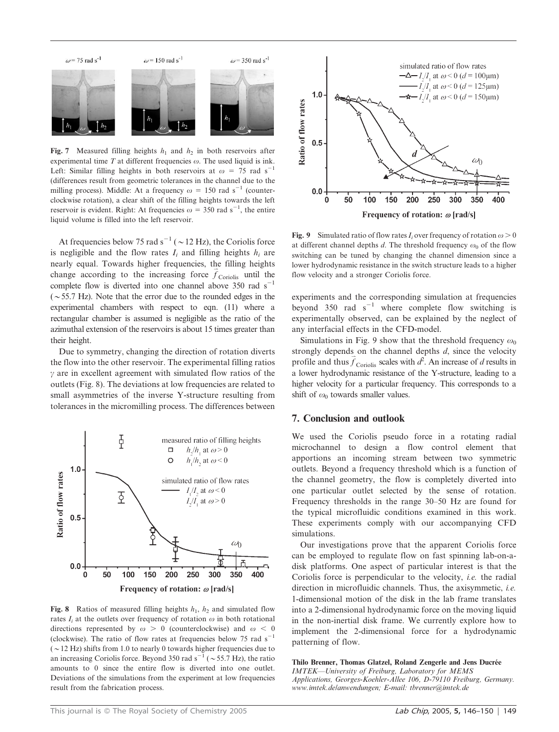**Fig. 7** Measured filling heights $h_1$ and $h_2$ in both reservoirs after experimental time $T$ at different frequencies $\omega$. The used liquid is ink. Left: Similar filling heights in both reservoirs at $\omega$ = 75 rad $s^{-1}$ (differences result from geometric tolerances in the channel due to the milling process). Middle: At a frequency $\omega$ = 150 rad $s^{-1}$ (counterclockwise rotation), a clear shift of the filling heights towards the left reservoir is evident. Right: At frequencies $\omega$ = 350 rad $s^{-1}$, the entire liquid volume is filled into the left reservoir.

At frequencies below 75 rad $s^{-1}$ (~12 Hz), the Coriolis force is negligible and the flow rates $I_i$ and filling heights $h_i$ are nearly equal. Towards higher frequencies, the filling heights change according to the increasing force $\vec{f}_{\text{Coriolis}}$ until the complete flow is diverted into one channel above 350 rad $s^{-1}$ (~55.7 Hz). Note that the error due to the rounded edges in the experimental chambers with respect to eqn. (11) where a rectangular chamber is assumed is negligible as the ratio of the azimuthal extension of the reservoirs is about 15 times greater than their height.

Due to symmetry, changing the direction of rotation diverts the flow into the other reservoir. The experimental filling ratios $\gamma$ are in excellent agreement with simulated flow ratios of the outlets (Fig. 8). The deviations at low frequencies are related to small asymmetries of the inverse Y-structure resulting from tolerances in the micromilling process. The differences between experiments and the corresponding simulation at frequencies beyond 350 rad $s^{-1}$ where complete flow switching is experimentally observed, can be explained by the neglect of any interfacial effects in the CFD-model.

**Fig. 8** Ratios of measured filling heights $h_1$, $h_2$ and simulated flow rates $I_i$ at the outlets over frequency of rotation $\omega$ in both rotational directions represented by $\omega > 0$ (counterclockwise) and $\omega < 0$ (clockwise). The ratio of flow rates at frequencies below 75 $s^{-1}$ (~12 Hz) shifts from 1.0 to nearly 0 towards higher frequencies due to an increasing Coriolis force. Beyond 350 rad $s^{-1}$ (~55.7 Hz), the ratio amounts to 0 since the entire flow is diverted into one outlet. Deviations of the simulations from the experiment at low frequencies result from the fabrication process.

**Fig. 9** Simulated ratio of flow rates $I_i$ over frequency of rotation $\omega > 0$ at different channel depths $d$. The threshold frequency $\omega_0$ of the flow switching can be tuned by changing the channel dimension since a lower hydrodynamic resistance in the switch structure leads to a higher flow velocity and a stronger Coriolis force.

Simulations in Fig. 9 show that the threshold frequency $\omega_0$ strongly depends on the channel depths $d$, since the velocity profile and thus $\vec{f}_{\text{Coriolis}}$ scales with $d^2$. An increase of $d$ results in a lower hydrodynamic resistance of the Y-structure, leading to a higher velocity for a particular frequency. This corresponds to a shift of $\omega_0$ towards smaller values.

## 7. Conclusion and outlook

We used the Coriolis pseudo force in a rotating radial microchannel to design a flow control element that apportions an incoming stream between two symmetric outlets. Beyond a frequency threshold which is a function of the channel geometry, the flow is completely diverted into one particular outlet selected by the sense of rotation. Frequency thresholds in the range 30–50 Hz are found for the typical microfluidic conditions examined in this work. These experiments comply with our accompanying CFD simulations.

Our investigations prove that the apparent Coriolis force can be employed to regulate flow on fast spinning lab-on-a-disk platforms. One aspect of particular interest is that the Coriolis force is perpendicular to the velocity, *i.e.* the radial direction in microfluidic channels. Thus, the axisymmetric, *i.e.* 1-dimensional motion of the disk in the lab frame translates into a 2-dimensional hydrodynamic force on the moving liquid in the non-inertial disk frame. We currently explore how to implement the 2-dimensional force for a hydrodynamic patterning of flow.

**Thilo Brenner, Thomas Glatzel, Roland Zengerle and Jens Ducrée**
*IMTEK—University of Freiburg, Laboratory for MEMS Applications, Georges-Koehler-Allee 106, D-79110 Freiburg, Germany. www.imtek.de/anwendungen; E-mail: tbrenner@imtek.de*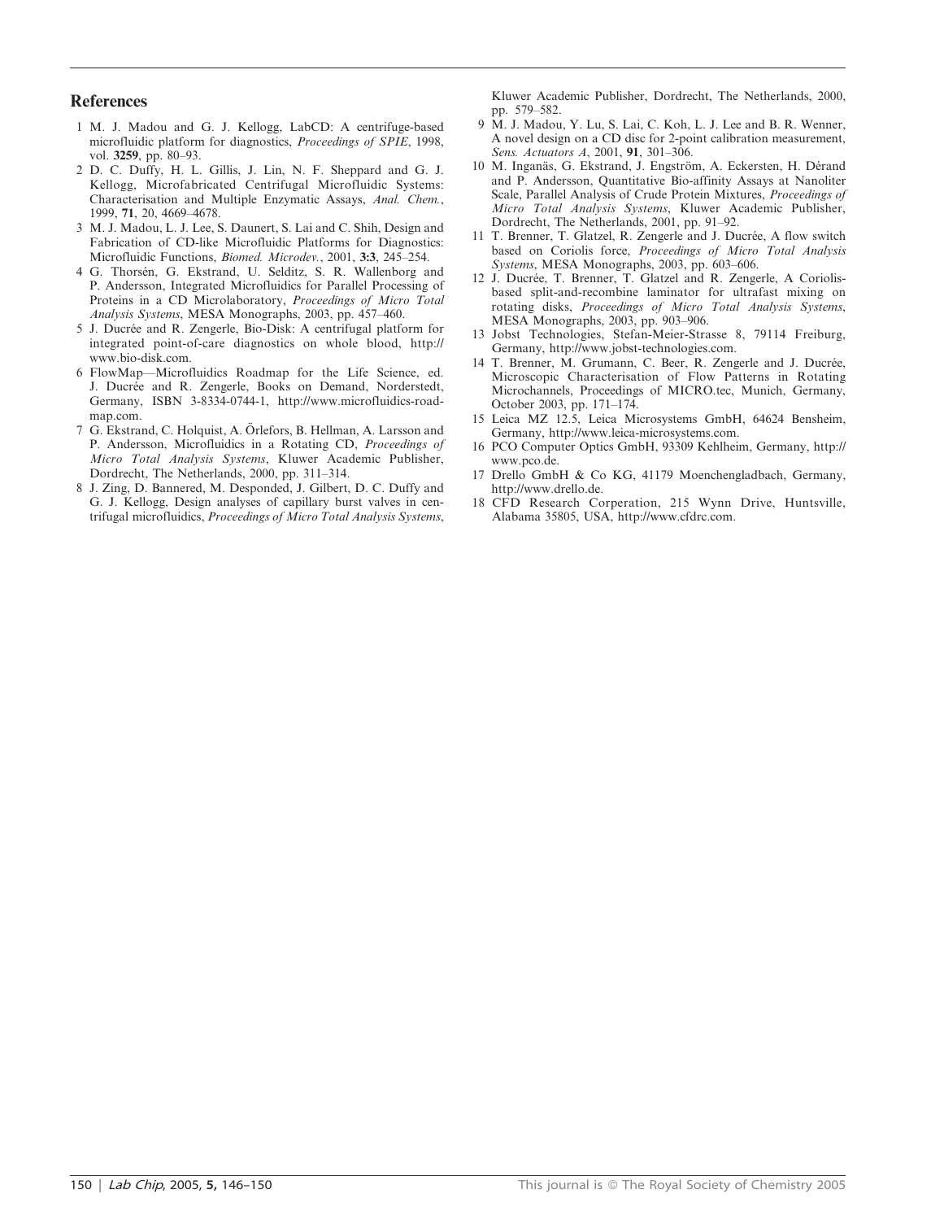## References

1 M. J. Madou and G. J. Kellogg, LabCD: A centrifuge-based microfluidic platform for diagnostics, *Proceedings of SPIE*, 1998, vol. **3259**, pp. 80–93.

2 D. C. Duffy, H. L. Gillis, J. Lin, N. F. Sheppard and G. J. Kellogg, Microfabricated Centrifugal Microfluidic Systems: Characterisation and Multiple Enzymatic Assays, *Anal. Chem.*, 1999, **71**, 20, 4669–4678.

3 M. J. Madou, L. J. Lee, S. Daunert, S. Lai and C. Shih, Design and Fabrication of CD-like Microfluidic Platforms for Diagnostics: Microfluidic Functions, *Biomed. Microdev.*, 2001, **3:3**, 245–254.

4 G. Thorsén, G. Ekstrand, U. Selditz, S. R. Wallenborg and P. Andersson, Integrated Microfluidics for Parallel Processing of Proteins in a CD Microlaboratory, *Proceedings of Micro Total Analysis Systems*, MESA Monographs, 2003, pp. 457–460.

5 J. Ducrée and R. Zengerle, Bio-Disk: A centrifugal platform for integrated point-of-care diagnostics on whole blood, http://www.bio-disk.com.

6 FlowMap—Microfluidics Roadmap for the Life Science, ed. J. Ducrée and R. Zengerle, Books on Demand, Norderstedt, Germany, ISBN 3-8334-0744-1, http://www.microfluidics-roadmap.com.

7 G. Ekstrand, C. Holquist, A. Örlefors, B. Hellman, A. Larsson and P. Andersson, Microfluidics in a Rotating CD, *Proceedings of Micro Total Analysis Systems*, Kluwer Academic Publisher, Dordrecht, The Netherlands, 2000, pp. 311–314.

8 J. Zing, D. Bannered, M. Desponded, J. Gilbert, D. C. Duffy and G. J. Kellogg, Design analyses of capillary burst valves in centrifugal microfluidics, *Proceedings of Micro Total Analysis Systems*, Kluwer Academic Publisher, Dordrecht, The Netherlands, 2000, pp. 579–582.

9 M. J. Madou, Y. Lu, S. Lai, C. Koh, L. J. Lee and B. R. Wenner, A novel design on a CD disc for 2-point calibration measurement, *Sens. Actuators A*, 2001, **91**, 301–306.

10 M. Inganäs, G. Ekstrand, J. Engström, A. Eckersten, H. Dérand and P. Andersson, Quantitative Bio-affinity Assays at Nanoliter Scale, Parallel Analysis of Crude Protein Mixtures, *Proceedings of Micro Total Analysis Systems*, Kluwer Academic Publisher, Dordrecht, The Netherlands, 2001, pp. 91–92.

11 T. Brenner, T. Glatzel, R. Zengerle and J. Ducrée, A flow switch based on Coriolis force, *Proceedings of Micro Total Analysis Systems*, MESA Monographs, 2003, pp. 603–606.

12 J. Ducrée, T. Brenner, T. Glatzel and R. Zengerle, A Coriolis-based split-and-recombine laminator for ultrafast mixing on rotating disks, *Proceedings of Micro Total Analysis Systems*, MESA Monographs, 2003, pp. 903–906.

13 Jobst Technologies, Stefan-Meier-Strasse 8, 79114 Freiburg, Germany, http://www.jobst-technologies.com.

14 T. Brenner, M. Grumann, C. Beer, R. Zengerle and J. Ducrée, Microscopic Characterisation of Flow Patterns in Rotating Microchannels, Proceedings of MICRO.tec, Munich, Germany, October 2003, pp. 171–174.

15 Leica MZ 12.5, Leica Microsystems GmbH, 64624 Bensheim, Germany, http://www.leica-microsystems.com.

16 PCO Computer Optics GmbH, 93309 Kehlheim, Germany, http://www.pco.de.

17 Drello GmbH & Co KG, 41179 Moenchengladbach, Germany, http://www.drello.de.

18 CFD Research Corperation, 215 Wynn Drive, Huntsville, Alabama 35805, USA, http://www.cfdrc.com.